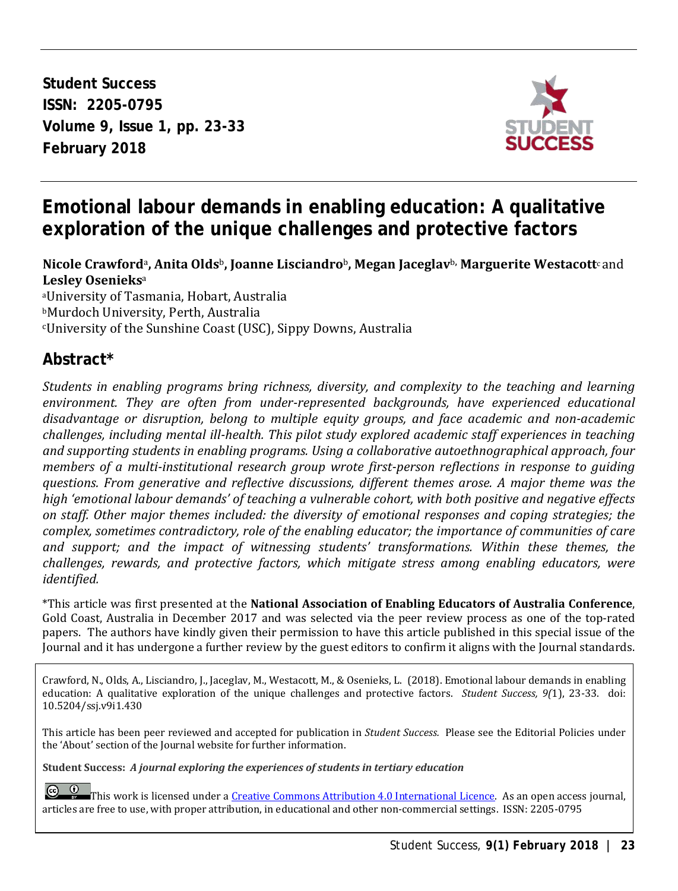**Student Success**
**ISSN: 2205-0795**
**Volume 9, Issue 1, pp. 23-33**
**February 2018**

# Emotional labour demands in enabling education: A qualitative exploration of the unique challenges and protective factors

**Nicole Crawford**[a], **Anita Olds**[b], **Joanne Lisciandro**[b], **Megan Jaceglav**[b], **Marguerite Westacott**[c] and **Lesley Osenieks**[a]

[a]University of Tasmania, Hobart, Australia
[b]Murdoch University, Perth, Australia
[c]University of the Sunshine Coast (USC), Sippy Downs, Australia

## Abstract*

*Students in enabling programs bring richness, diversity, and complexity to the teaching and learning environment. They are often from under-represented backgrounds, have experienced educational disadvantage or disruption, belong to multiple equity groups, and face academic and non-academic challenges, including mental ill-health. This pilot study explored academic staff experiences in teaching and supporting students in enabling programs. Using a collaborative autoethnographical approach, four members of a multi-institutional research group wrote first-person reflections in response to guiding questions. From generative and reflective discussions, different themes arose. A major theme was the high 'emotional labour demands' of teaching a vulnerable cohort, with both positive and negative effects on staff. Other major themes included: the diversity of emotional responses and coping strategies; the complex, sometimes contradictory, role of the enabling educator; the importance of communities of care and support; and the impact of witnessing students' transformations. Within these themes, the challenges, rewards, and protective factors, which mitigate stress among enabling educators, were identified.*

*This article was first presented at the **National Association of Enabling Educators of Australia Conference**, Gold Coast, Australia in December 2017 and was selected via the peer review process as one of the top-rated papers. The authors have kindly given their permission to have this article published in this special issue of the Journal and it has undergone a further review by the guest editors to confirm it aligns with the Journal standards.

Crawford, N., Olds, A., Lisciandro, J., Jaceglav, M., Westacott, M., & Osenieks, L. (2018). Emotional labour demands in enabling education: A qualitative exploration of the unique challenges and protective factors. *Student Success, 9(*1), 23-33. doi: 10.5204/ssj.v9i1.430

This article has been peer reviewed and accepted for publication in *Student Success.* Please see the Editorial Policies under the 'About' section of the Journal website for further information.

**Student Success:** ***A journal exploring the experiences of students in tertiary education***

This work is licensed under a [Creative Commons Attribution 4.0 International Licence](https://creativecommons.org/licenses/by/4.0/). As an open access journal, articles are free to use, with proper attribution, in educational and other non-commercial settings. ISSN: 2205-0795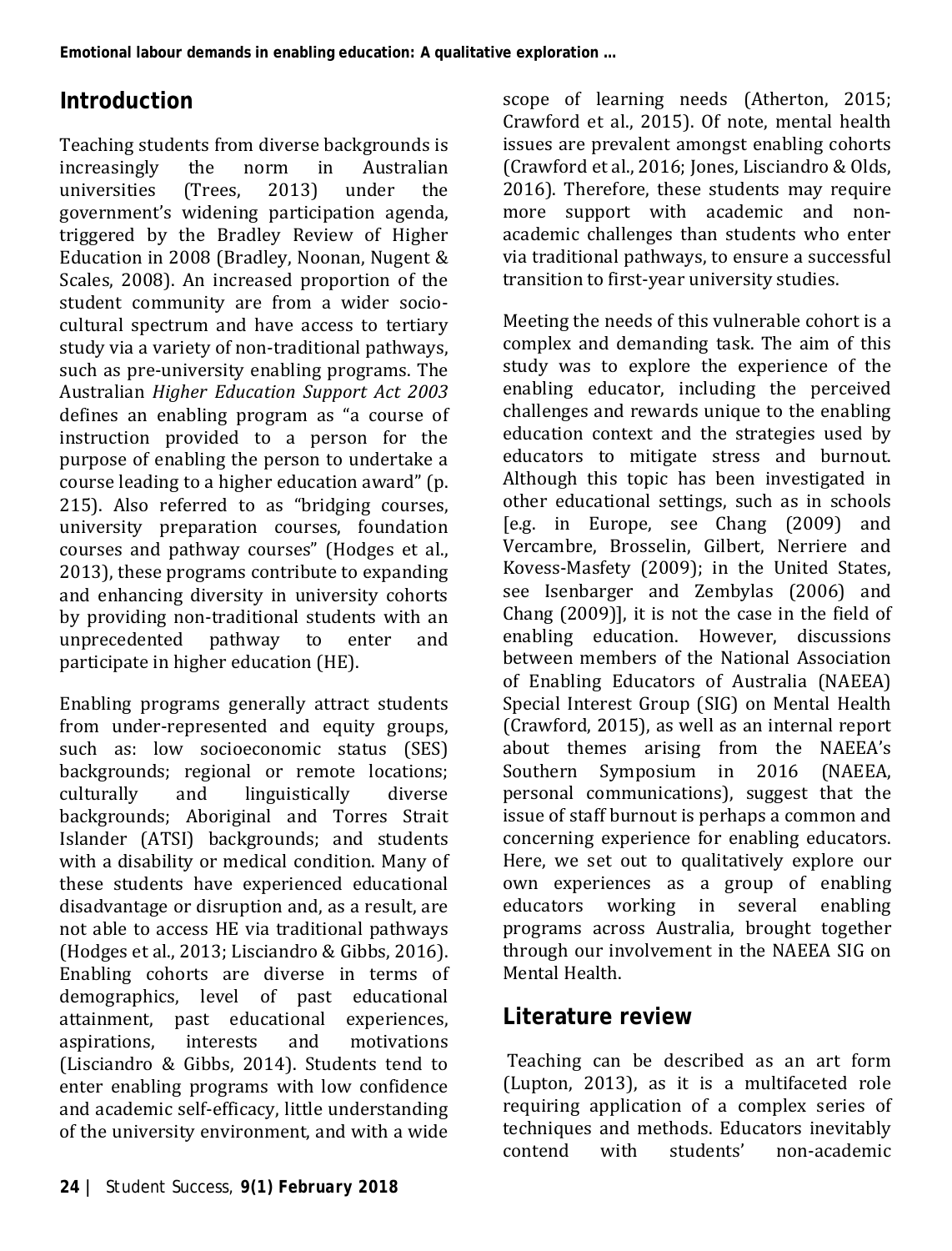## Introduction

Teaching students from diverse backgrounds is increasingly the norm in Australian universities (Trees, 2013) under the government's widening participation agenda, triggered by the Bradley Review of Higher Education in 2008 (Bradley, Noonan, Nugent & Scales, 2008). An increased proportion of the student community are from a wider socio-cultural spectrum and have access to tertiary study via a variety of non-traditional pathways, such as pre-university enabling programs. The Australian *Higher Education Support Act 2003* defines an enabling program as "a course of instruction provided to a person for the purpose of enabling the person to undertake a course leading to a higher education award" (p. 215). Also referred to as "bridging courses, university preparation courses, foundation courses and pathway courses" (Hodges et al., 2013), these programs contribute to expanding and enhancing diversity in university cohorts by providing non-traditional students with an unprecedented pathway to enter and participate in higher education (HE).

Enabling programs generally attract students from under-represented and equity groups, such as: low socioeconomic status (SES) backgrounds; regional or remote locations; culturally and linguistically diverse backgrounds; Aboriginal and Torres Strait Islander (ATSI) backgrounds; and students with a disability or medical condition. Many of these students have experienced educational disadvantage or disruption and, as a result, are not able to access HE via traditional pathways (Hodges et al., 2013; Lisciandro & Gibbs, 2016). Enabling cohorts are diverse in terms of demographics, level of past educational attainment, past educational experiences, aspirations, interests and motivations (Lisciandro & Gibbs, 2014). Students tend to enter enabling programs with low confidence and academic self-efficacy, little understanding of the university environment, and with a wide scope of learning needs (Atherton, 2015; Crawford et al., 2015). Of note, mental health issues are prevalent amongst enabling cohorts (Crawford et al., 2016; Jones, Lisciandro & Olds, 2016). Therefore, these students may require more support with academic and non-academic challenges than students who enter via traditional pathways, to ensure a successful transition to first-year university studies.

Meeting the needs of this vulnerable cohort is a complex and demanding task. The aim of this study was to explore the experience of the enabling educator, including the perceived challenges and rewards unique to the enabling education context and the strategies used by educators to mitigate stress and burnout. Although this topic has been investigated in other educational settings, such as in schools [e.g. in Europe, see Chang (2009) and Vercambre, Brosselin, Gilbert, Nerriere and Kovess-Masfety (2009); in the United States, see Isenbarger and Zembylas (2006) and Chang (2009)], it is not the case in the field of enabling education. However, discussions between members of the National Association of Enabling Educators of Australia (NAEEA) Special Interest Group (SIG) on Mental Health (Crawford, 2015), as well as an internal report about themes arising from the NAEEA's Southern Symposium in 2016 (NAEEA, personal communications), suggest that the issue of staff burnout is perhaps a common and concerning experience for enabling educators. Here, we set out to qualitatively explore our own experiences as a group of enabling educators working in several enabling programs across Australia, brought together through our involvement in the NAEEA SIG on Mental Health.

## Literature review

Teaching can be described as an art form (Lupton, 2013), as it is a multifaceted role requiring application of a complex series of techniques and methods. Educators inevitably contend with students' non-academic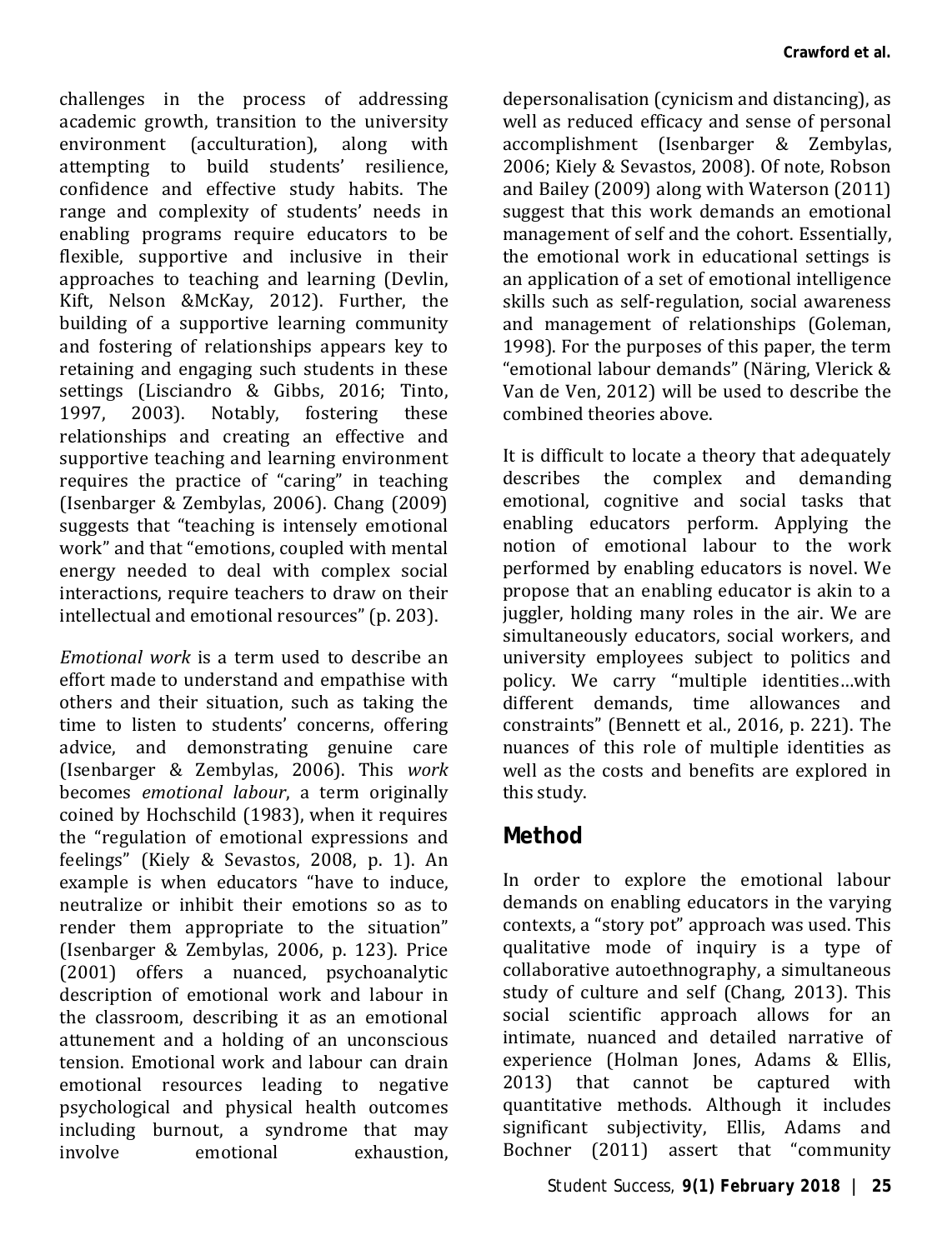challenges in the process of addressing academic growth, transition to the university environment (acculturation), along with attempting to build students' resilience, confidence and effective study habits. The range and complexity of students' needs in enabling programs require educators to be flexible, supportive and inclusive in their approaches to teaching and learning (Devlin, Kift, Nelson &McKay, 2012). Further, the building of a supportive learning community and fostering of relationships appears key to retaining and engaging such students in these settings (Lisciandro & Gibbs, 2016; Tinto, 1997, 2003). Notably, fostering these relationships and creating an effective and supportive teaching and learning environment requires the practice of "caring" in teaching (Isenbarger & Zembylas, 2006). Chang (2009) suggests that "teaching is intensely emotional work" and that "emotions, coupled with mental energy needed to deal with complex social interactions, require teachers to draw on their intellectual and emotional resources" (p. 203).

*Emotional work* is a term used to describe an effort made to understand and empathise with others and their situation, such as taking the time to listen to students' concerns, offering advice, and demonstrating genuine care (Isenbarger & Zembylas, 2006). This *work* becomes *emotional labour*, a term originally coined by Hochschild (1983), when it requires the "regulation of emotional expressions and feelings" (Kiely & Sevastos, 2008, p. 1). An example is when educators "have to induce, neutralize or inhibit their emotions so as to render them appropriate to the situation" (Isenbarger & Zembylas, 2006, p. 123). Price (2001) offers a nuanced, psychoanalytic description of emotional work and labour in the classroom, describing it as an emotional attunement and a holding of an unconscious tension. Emotional work and labour can drain emotional resources leading to negative psychological and physical health outcomes including burnout, a syndrome that may involve emotional exhaustion, depersonalisation (cynicism and distancing), as well as reduced efficacy and sense of personal accomplishment (Isenbarger & Zembylas, 2006; Kiely & Sevastos, 2008). Of note, Robson and Bailey (2009) along with Waterson (2011) suggest that this work demands an emotional management of self and the cohort. Essentially, the emotional work in educational settings is an application of a set of emotional intelligence skills such as self-regulation, social awareness and management of relationships (Goleman, 1998). For the purposes of this paper, the term "emotional labour demands" (Näring, Vlerick & Van de Ven, 2012) will be used to describe the combined theories above.

It is difficult to locate a theory that adequately describes the complex and demanding emotional, cognitive and social tasks that enabling educators perform. Applying the notion of emotional labour to the work performed by enabling educators is novel. We propose that an enabling educator is akin to a juggler, holding many roles in the air. We are simultaneously educators, social workers, and university employees subject to politics and policy. We carry "multiple identities…with different demands, time allowances and constraints" (Bennett et al., 2016, p. 221). The nuances of this role of multiple identities as well as the costs and benefits are explored in this study.

## Method

In order to explore the emotional labour demands on enabling educators in the varying contexts, a "story pot" approach was used. This qualitative mode of inquiry is a type of collaborative autoethnography, a simultaneous study of culture and self (Chang, 2013). This social scientific approach allows for an intimate, nuanced and detailed narrative of experience (Holman Jones, Adams & Ellis, 2013) that cannot be captured with quantitative methods. Although it includes significant subjectivity, Ellis, Adams and Bochner (2011) assert that "community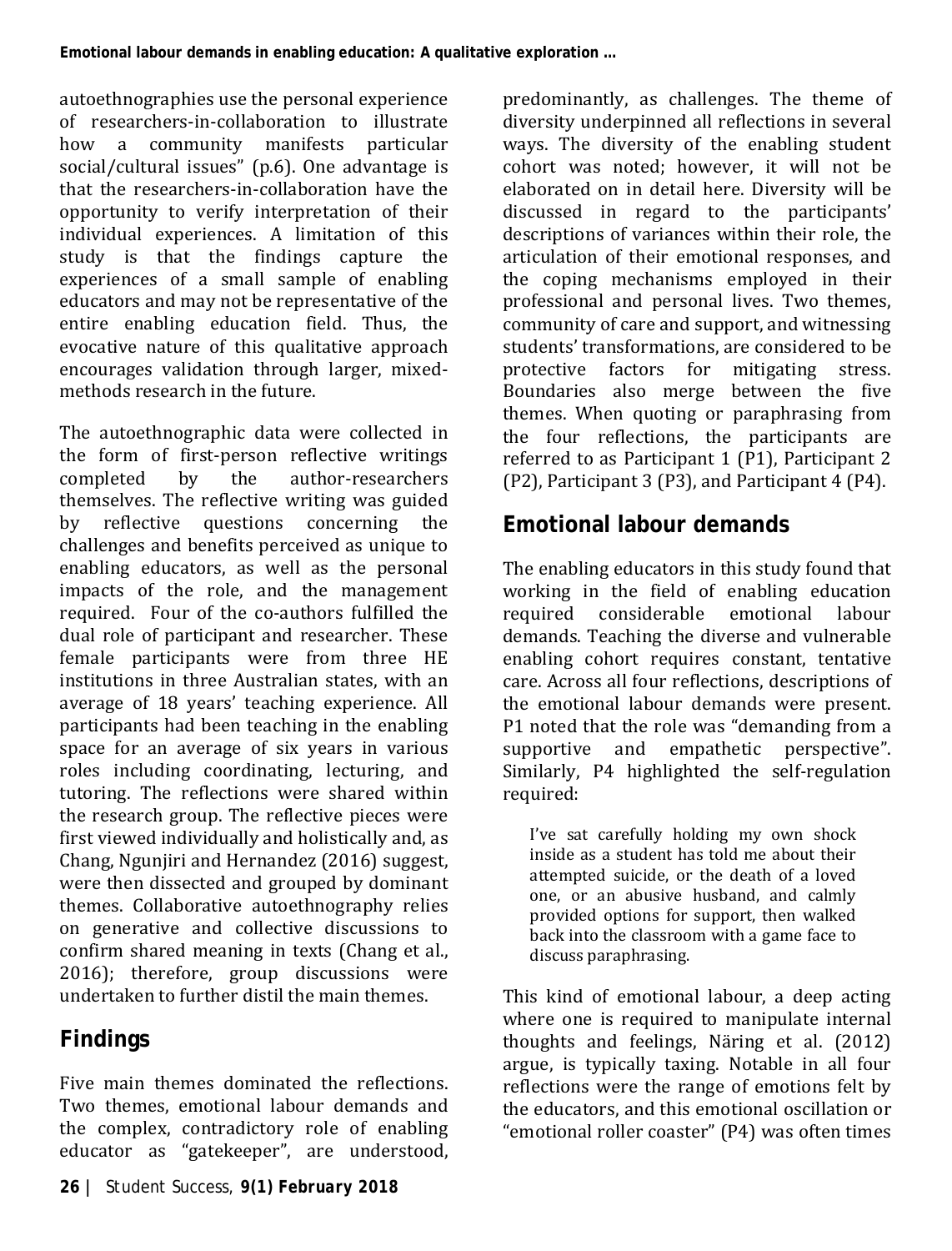autoethnographies use the personal experience of researchers-in-collaboration to illustrate how a community manifests particular social/cultural issues" (p.6). One advantage is that the researchers-in-collaboration have the opportunity to verify interpretation of their individual experiences. A limitation of this study is that the findings capture the experiences of a small sample of enabling educators and may not be representative of the entire enabling education field. Thus, the evocative nature of this qualitative approach encourages validation through larger, mixed-methods research in the future.

The autoethnographic data were collected in the form of first-person reflective writings completed by the author-researchers themselves. The reflective writing was guided by reflective questions concerning the challenges and benefits perceived as unique to enabling educators, as well as the personal impacts of the role, and the management required. Four of the co-authors fulfilled the dual role of participant and researcher. These female participants were from three HE institutions in three Australian states, with an average of 18 years' teaching experience. All participants had been teaching in the enabling space for an average of six years in various roles including coordinating, lecturing, and tutoring. The reflections were shared within the research group. The reflective pieces were first viewed individually and holistically and, as Chang, Ngunjiri and Hernandez (2016) suggest, were then dissected and grouped by dominant themes. Collaborative autoethnography relies on generative and collective discussions to confirm shared meaning in texts (Chang et al., 2016); therefore, group discussions were undertaken to further distil the main themes.

## Findings

Five main themes dominated the reflections. Two themes, emotional labour demands and the complex, contradictory role of enabling educator as "gatekeeper", are understood, predominantly, as challenges. The theme of diversity underpinned all reflections in several ways. The diversity of the enabling student cohort was noted; however, it will not be elaborated on in detail here. Diversity will be discussed in regard to the participants' descriptions of variances within their role, the articulation of their emotional responses, and the coping mechanisms employed in their professional and personal lives. Two themes, community of care and support, and witnessing students' transformations, are considered to be protective factors for mitigating stress. Boundaries also merge between the five themes. When quoting or paraphrasing from the four reflections, the participants are referred to as Participant 1 (P1), Participant 2 (P2), Participant 3 (P3), and Participant 4 (P4).

## Emotional labour demands

The enabling educators in this study found that working in the field of enabling education required considerable emotional labour demands. Teaching the diverse and vulnerable enabling cohort requires constant, tentative care. Across all four reflections, descriptions of the emotional labour demands were present. P1 noted that the role was "demanding from a supportive and empathetic perspective". Similarly, P4 highlighted the self-regulation required:

> I've sat carefully holding my own shock inside as a student has told me about their attempted suicide, or the death of a loved one, or an abusive husband, and calmly provided options for support, then walked back into the classroom with a game face to discuss paraphrasing.

This kind of emotional labour, a deep acting where one is required to manipulate internal thoughts and feelings, Näring et al. (2012) argue, is typically taxing. Notable in all four reflections were the range of emotions felt by the educators, and this emotional oscillation or "emotional roller coaster" (P4) was often times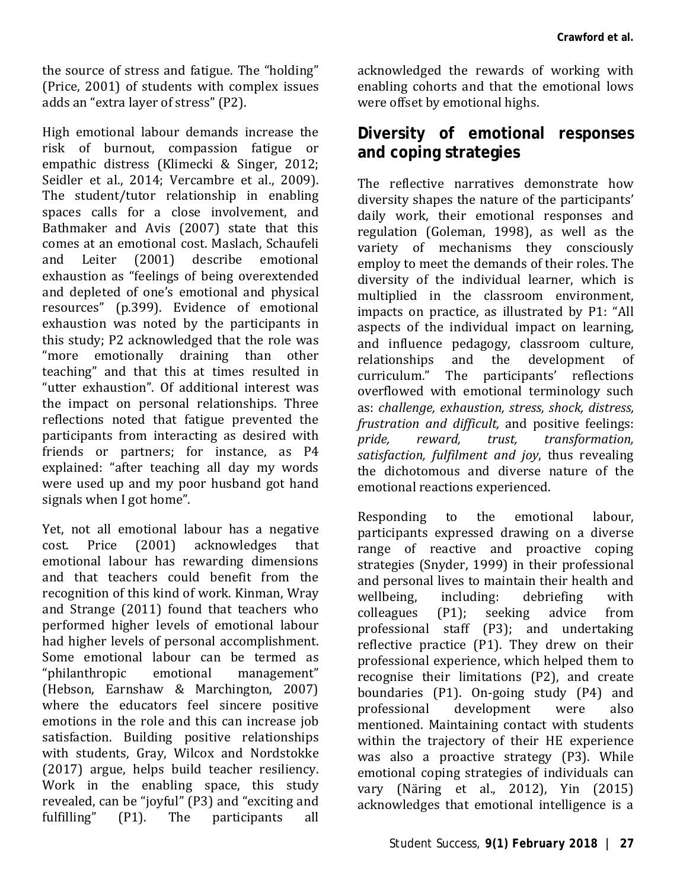the source of stress and fatigue. The "holding" (Price, 2001) of students with complex issues adds an "extra layer of stress" (P2).

High emotional labour demands increase the risk of burnout, compassion fatigue or empathic distress (Klimecki & Singer, 2012; Seidler et al., 2014; Vercambre et al., 2009). The student/tutor relationship in enabling spaces calls for a close involvement, and Bathmaker and Avis (2007) state that this comes at an emotional cost. Maslach, Schaufeli and Leiter (2001) describe emotional exhaustion as "feelings of being overextended and depleted of one's emotional and physical resources" (p.399). Evidence of emotional exhaustion was noted by the participants in this study; P2 acknowledged that the role was "more emotionally draining than other teaching" and that this at times resulted in "utter exhaustion". Of additional interest was the impact on personal relationships. Three reflections noted that fatigue prevented the participants from interacting as desired with friends or partners; for instance, as P4 explained: "after teaching all day my words were used up and my poor husband got hand signals when I got home".

Yet, not all emotional labour has a negative cost. Price (2001) acknowledges that emotional labour has rewarding dimensions and that teachers could benefit from the recognition of this kind of work. Kinman, Wray and Strange (2011) found that teachers who performed higher levels of emotional labour had higher levels of personal accomplishment. Some emotional labour can be termed as "philanthropic emotional management" (Hebson, Earnshaw & Marchington, 2007) where the educators feel sincere positive emotions in the role and this can increase job satisfaction. Building positive relationships with students, Gray, Wilcox and Nordstokke (2017) argue, helps build teacher resiliency. Work in the enabling space, this study revealed, can be "joyful" (P3) and "exciting and fulfilling" (P1). The participants all acknowledged the rewards of working with enabling cohorts and that the emotional lows were offset by emotional highs.

## Diversity of emotional responses and coping strategies

The reflective narratives demonstrate how diversity shapes the nature of the participants' daily work, their emotional responses and regulation (Goleman, 1998), as well as the variety of mechanisms they consciously employ to meet the demands of their roles. The diversity of the individual learner, which is multiplied in the classroom environment, impacts on practice, as illustrated by P1: "All aspects of the individual impact on learning, and influence pedagogy, classroom culture, relationships and the development of curriculum." The participants' reflections overflowed with emotional terminology such as: *challenge, exhaustion, stress, shock, distress, frustration and difficult,* and positive feelings: *pride, reward, trust, transformation, satisfaction, fulfilment and joy*, thus revealing the dichotomous and diverse nature of the emotional reactions experienced.

Responding to the emotional labour, participants expressed drawing on a diverse range of reactive and proactive coping strategies (Snyder, 1999) in their professional and personal lives to maintain their health and wellbeing, including: debriefing with colleagues (P1); seeking advice from professional staff (P3); and undertaking reflective practice (P1). They drew on their professional experience, which helped them to recognise their limitations (P2), and create boundaries (P1). On-going study (P4) and professional development were also mentioned. Maintaining contact with students within the trajectory of their HE experience was also a proactive strategy (P3). While emotional coping strategies of individuals can vary (Näring et al., 2012), Yin (2015) acknowledges that emotional intelligence is a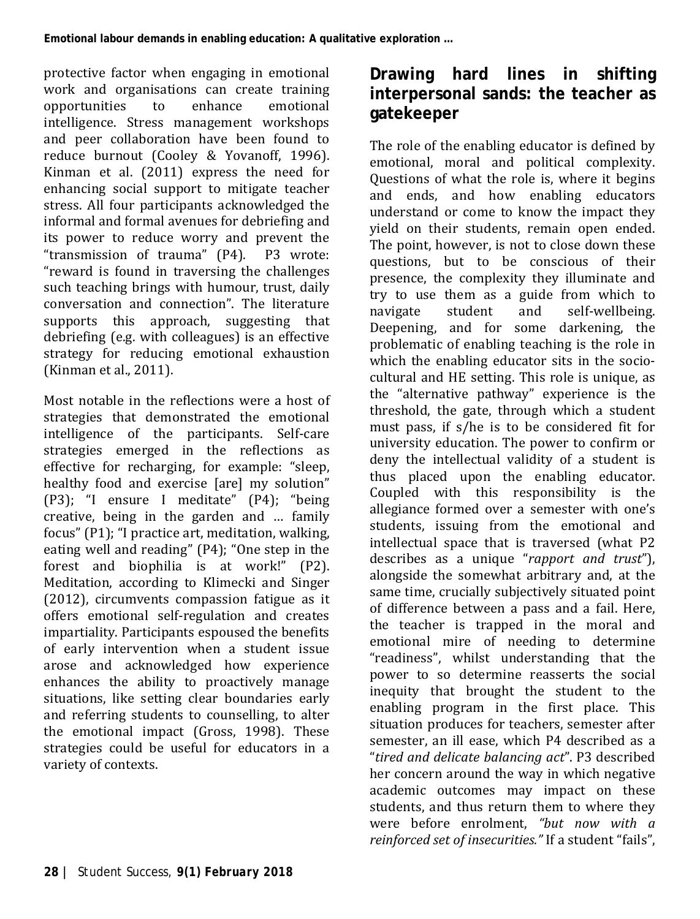protective factor when engaging in emotional work and organisations can create training opportunities to enhance emotional intelligence. Stress management workshops and peer collaboration have been found to reduce burnout (Cooley & Yovanoff, 1996). Kinman et al. (2011) express the need for enhancing social support to mitigate teacher stress. All four participants acknowledged the informal and formal avenues for debriefing and its power to reduce worry and prevent the "transmission of trauma" (P4). P3 wrote: "reward is found in traversing the challenges such teaching brings with humour, trust, daily conversation and connection". The literature supports this approach, suggesting that debriefing (e.g. with colleagues) is an effective strategy for reducing emotional exhaustion (Kinman et al., 2011).

Most notable in the reflections were a host of strategies that demonstrated the emotional intelligence of the participants. Self-care strategies emerged in the reflections as effective for recharging, for example: "sleep, healthy food and exercise [are] my solution" (P3); "I ensure I meditate" (P4); "being creative, being in the garden and … family focus" (P1); "I practice art, meditation, walking, eating well and reading" (P4); "One step in the forest and biophilia is at work!" (P2). Meditation, according to Klimecki and Singer (2012), circumvents compassion fatigue as it offers emotional self-regulation and creates impartiality. Participants espoused the benefits of early intervention when a student issue arose and acknowledged how experience enhances the ability to proactively manage situations, like setting clear boundaries early and referring students to counselling, to alter the emotional impact (Gross, 1998). These strategies could be useful for educators in a variety of contexts.

## Drawing hard lines in shifting interpersonal sands: the teacher as gatekeeper

The role of the enabling educator is defined by emotional, moral and political complexity. Questions of what the role is, where it begins and ends, and how enabling educators understand or come to know the impact they yield on their students, remain open ended. The point, however, is not to close down these questions, but to be conscious of their presence, the complexity they illuminate and try to use them as a guide from which to navigate student and self-wellbeing. Deepening, and for some darkening, the problematic of enabling teaching is the role in which the enabling educator sits in the socio-cultural and HE setting. This role is unique, as the "alternative pathway" experience is the threshold, the gate, through which a student must pass, if s/he is to be considered fit for university education. The power to confirm or deny the intellectual validity of a student is thus placed upon the enabling educator. Coupled with this responsibility is the allegiance formed over a semester with one's students, issuing from the emotional and intellectual space that is traversed (what P2 describes as a unique "*rapport and trust*"), alongside the somewhat arbitrary and, at the same time, crucially subjectively situated point of difference between a pass and a fail. Here, the teacher is trapped in the moral and emotional mire of needing to determine "readiness", whilst understanding that the power to so determine reasserts the social inequity that brought the student to the enabling program in the first place. This situation produces for teachers, semester after semester, an ill ease, which P4 described as a "*tired and delicate balancing act*". P3 described her concern around the way in which negative academic outcomes may impact on these students, and thus return them to where they were before enrolment, *"but now with a reinforced set of insecurities."* If a student "fails",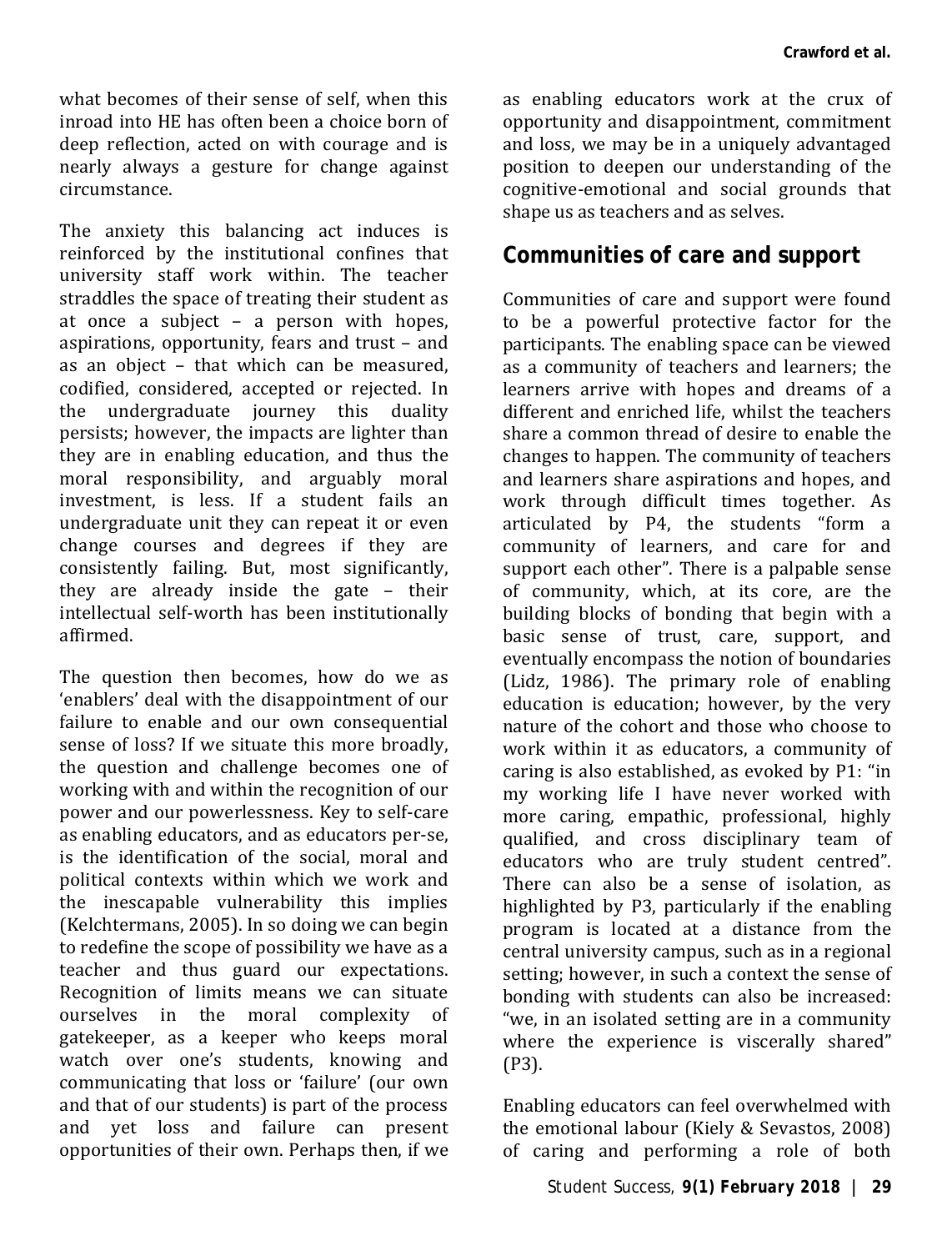what becomes of their sense of self, when this inroad into HE has often been a choice born of deep reflection, acted on with courage and is nearly always a gesture for change against circumstance.

The anxiety this balancing act induces is reinforced by the institutional confines that university staff work within. The teacher straddles the space of treating their student as at once a subject – a person with hopes, aspirations, opportunity, fears and trust – and as an object – that which can be measured, codified, considered, accepted or rejected. In the undergraduate journey this duality persists; however, the impacts are lighter than they are in enabling education, and thus the moral responsibility, and arguably moral investment, is less. If a student fails an undergraduate unit they can repeat it or even change courses and degrees if they are consistently failing. But, most significantly, they are already inside the gate – their intellectual self-worth has been institutionally affirmed.

The question then becomes, how do we as 'enablers' deal with the disappointment of our failure to enable and our own consequential sense of loss? If we situate this more broadly, the question and challenge becomes one of working with and within the recognition of our power and our powerlessness. Key to self-care as enabling educators, and as educators per-se, is the identification of the social, moral and political contexts within which we work and the inescapable vulnerability this implies (Kelchtermans, 2005). In so doing we can begin to redefine the scope of possibility we have as a teacher and thus guard our expectations. Recognition of limits means we can situate ourselves in the moral complexity of gatekeeper, as a keeper who keeps moral watch over one's students, knowing and communicating that loss or 'failure' (our own and that of our students) is part of the process and yet loss and failure can present opportunities of their own. Perhaps then, if we as enabling educators work at the crux of opportunity and disappointment, commitment and loss, we may be in a uniquely advantaged position to deepen our understanding of the cognitive-emotional and social grounds that shape us as teachers and as selves.

## Communities of care and support

Communities of care and support were found to be a powerful protective factor for the participants. The enabling space can be viewed as a community of teachers and learners; the learners arrive with hopes and dreams of a different and enriched life, whilst the teachers share a common thread of desire to enable the changes to happen. The community of teachers and learners share aspirations and hopes, and work through difficult times together. As articulated by P4, the students "form a community of learners, and care for and support each other". There is a palpable sense of community, which, at its core, are the building blocks of bonding that begin with a basic sense of trust, care, support, and eventually encompass the notion of boundaries (Lidz, 1986). The primary role of enabling education is education; however, by the very nature of the cohort and those who choose to work within it as educators, a community of caring is also established, as evoked by P1: "in my working life I have never worked with more caring, empathic, professional, highly qualified, and cross disciplinary team of educators who are truly student centred". There can also be a sense of isolation, as highlighted by P3, particularly if the enabling program is located at a distance from the central university campus, such as in a regional setting; however, in such a context the sense of bonding with students can also be increased: "we, in an isolated setting are in a community where the experience is viscerally shared" (P3).

Enabling educators can feel overwhelmed with the emotional labour (Kiely & Sevastos, 2008) of caring and performing a role of both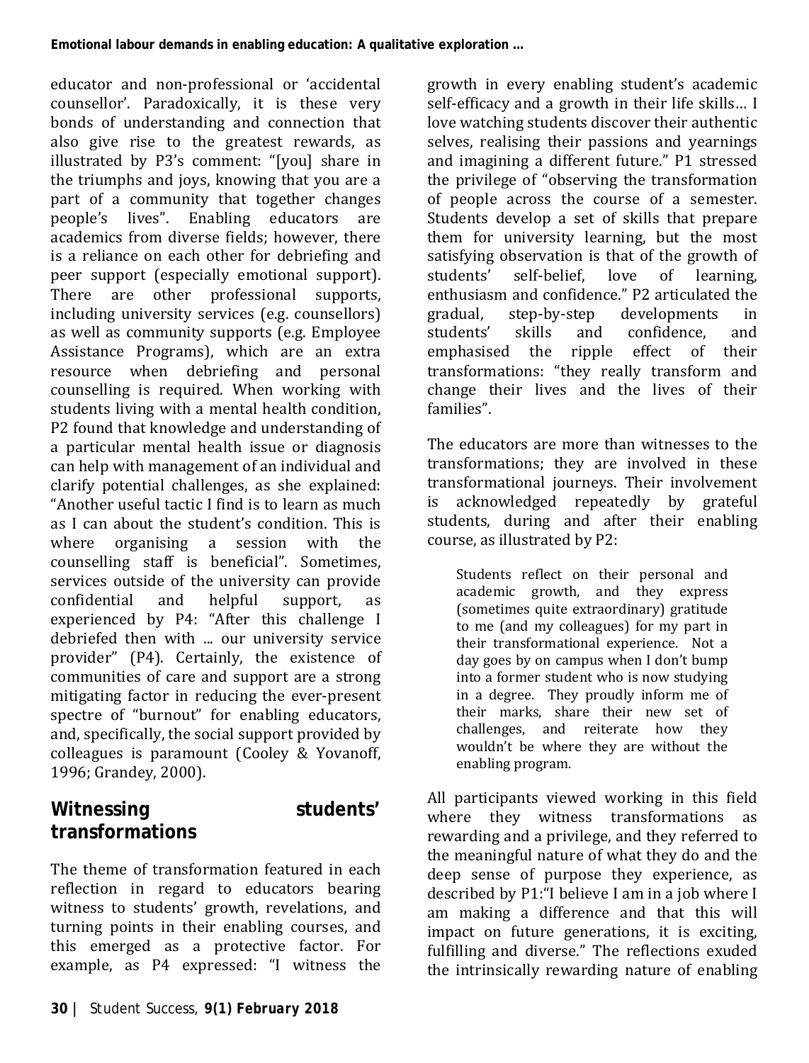educator and non-professional or 'accidental counsellor'. Paradoxically, it is these very bonds of understanding and connection that also give rise to the greatest rewards, as illustrated by P3's comment: "[you] share in the triumphs and joys, knowing that you are a part of a community that together changes people's lives". Enabling educators are academics from diverse fields; however, there is a reliance on each other for debriefing and peer support (especially emotional support). There are other professional supports, including university services (e.g. counsellors) as well as community supports (e.g. Employee Assistance Programs), which are an extra resource when debriefing and personal counselling is required. When working with students living with a mental health condition, P2 found that knowledge and understanding of a particular mental health issue or diagnosis can help with management of an individual and clarify potential challenges, as she explained: "Another useful tactic I find is to learn as much as I can about the student's condition. This is where organising a session with the counselling staff is beneficial". Sometimes, services outside of the university can provide confidential and helpful support, as experienced by P4: "After this challenge I debriefed then with ... our university service provider" (P4). Certainly, the existence of communities of care and support are a strong mitigating factor in reducing the ever-present spectre of "burnout" for enabling educators, and, specifically, the social support provided by colleagues is paramount (Cooley & Yovanoff, 1996; Grandey, 2000).

## Witnessing students' transformations

The theme of transformation featured in each reflection in regard to educators bearing witness to students' growth, revelations, and turning points in their enabling courses, and this emerged as a protective factor. For example, as P4 expressed: "I witness the growth in every enabling student's academic self-efficacy and a growth in their life skills… I love watching students discover their authentic selves, realising their passions and yearnings and imagining a different future." P1 stressed the privilege of "observing the transformation of people across the course of a semester. Students develop a set of skills that prepare them for university learning, but the most satisfying observation is that of the growth of students' self-belief, love of learning, enthusiasm and confidence." P2 articulated the gradual, step-by-step developments in students' skills and confidence, and emphasised the ripple effect of their transformations: "they really transform and change their lives and the lives of their families".

The educators are more than witnesses to the transformations; they are involved in these transformational journeys. Their involvement is acknowledged repeatedly by grateful students, during and after their enabling course, as illustrated by P2:

> Students reflect on their personal and academic growth, and they express (sometimes quite extraordinary) gratitude to me (and my colleagues) for my part in their transformational experience. Not a day goes by on campus when I don't bump into a former student who is now studying in a degree. They proudly inform me of their marks, share their new set of challenges, and reiterate how they wouldn't be where they are without the enabling program.

All participants viewed working in this field where they witness transformations as rewarding and a privilege, and they referred to the meaningful nature of what they do and the deep sense of purpose they experience, as described by P1:"I believe I am in a job where I am making a difference and that this will impact on future generations, it is exciting, fulfilling and diverse." The reflections exuded the intrinsically rewarding nature of enabling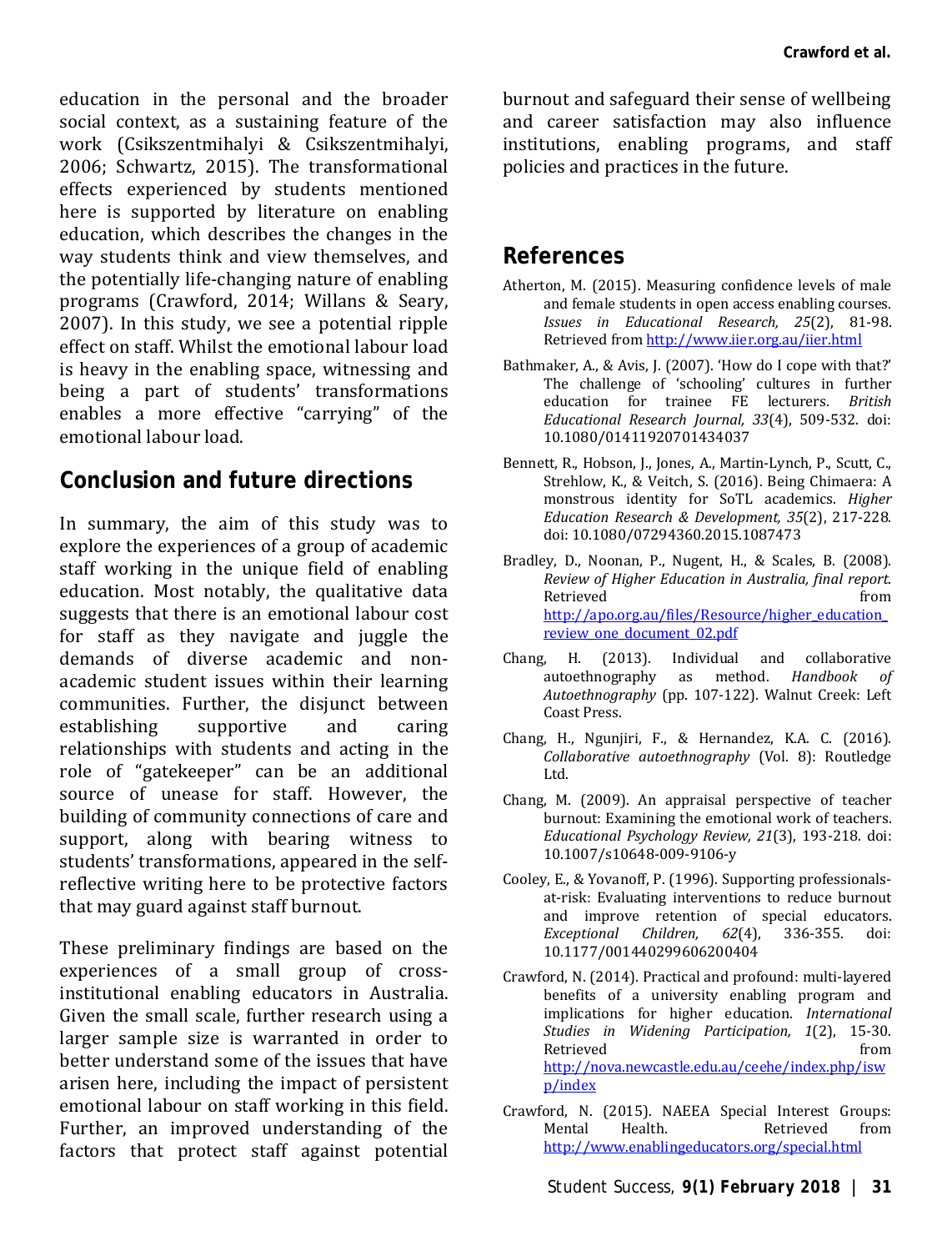education in the personal and the broader social context, as a sustaining feature of the work (Csikszentmihalyi & Csikszentmihalyi, 2006; Schwartz, 2015). The transformational effects experienced by students mentioned here is supported by literature on enabling education, which describes the changes in the way students think and view themselves, and the potentially life-changing nature of enabling programs (Crawford, 2014; Willans & Seary, 2007). In this study, we see a potential ripple effect on staff. Whilst the emotional labour load is heavy in the enabling space, witnessing and being a part of students' transformations enables a more effective "carrying" of the emotional labour load.

## Conclusion and future directions

In summary, the aim of this study was to explore the experiences of a group of academic staff working in the unique field of enabling education. Most notably, the qualitative data suggests that there is an emotional labour cost for staff as they navigate and juggle the demands of diverse academic and non-academic student issues within their learning communities. Further, the disjunct between establishing supportive and caring relationships with students and acting in the role of "gatekeeper" can be an additional source of unease for staff. However, the building of community connections of care and support, along with bearing witness to students' transformations, appeared in the self-reflective writing here to be protective factors that may guard against staff burnout.

These preliminary findings are based on the experiences of a small group of cross-institutional enabling educators in Australia. Given the small scale, further research using a larger sample size is warranted in order to better understand some of the issues that have arisen here, including the impact of persistent emotional labour on staff working in this field. Further, an improved understanding of the factors that protect staff against potential burnout and safeguard their sense of wellbeing and career satisfaction may also influence institutions, enabling programs, and staff policies and practices in the future.

## References

Atherton, M. (2015). Measuring confidence levels of male and female students in open access enabling courses. *Issues in Educational Research, 25*(2), 81-98. Retrieved from http://www.iier.org.au/iier.html

Bathmaker, A., & Avis, J. (2007). 'How do I cope with that?' The challenge of 'schooling' cultures in further education for trainee FE lecturers. *British Educational Research Journal, 33*(4), 509-532. doi: 10.1080/01411920701434037

Bennett, R., Hobson, J., Jones, A., Martin-Lynch, P., Scutt, C., Strehlow, K., & Veitch, S. (2016). Being Chimaera: A monstrous identity for SoTL academics. *Higher Education Research & Development, 35*(2), 217-228. doi: 10.1080/07294360.2015.1087473

Bradley, D., Noonan, P., Nugent, H., & Scales, B. (2008). *Review of Higher Education in Australia, final report*. Retrieved from http://apo.org.au/files/Resource/higher_education_review_one_document_02.pdf

Chang, H. (2013). Individual and collaborative autoethnography as method. *Handbook of Autoethnography* (pp. 107-122). Walnut Creek: Left Coast Press.

Chang, H., Ngunjiri, F., & Hernandez, K.A. C. (2016). *Collaborative autoethnography* (Vol. 8): Routledge Ltd.

Chang, M. (2009). An appraisal perspective of teacher burnout: Examining the emotional work of teachers. *Educational Psychology Review, 21*(3), 193-218. doi: 10.1007/s10648-009-9106-y

Cooley, E., & Yovanoff, P. (1996). Supporting professionals-at-risk: Evaluating interventions to reduce burnout and improve retention of special educators. *Exceptional Children, 62*(4), 336-355. doi: 10.1177/001440299606200404

Crawford, N. (2014). Practical and profound: multi-layered benefits of a university enabling program and implications for higher education. *International Studies in Widening Participation, 1*(2), 15-30. Retrieved from http://nova.newcastle.edu.au/ceehe/index.php/iswp/index

Crawford, N. (2015). NAEEA Special Interest Groups: Mental Health. Retrieved from http://www.enablingeducators.org/special.html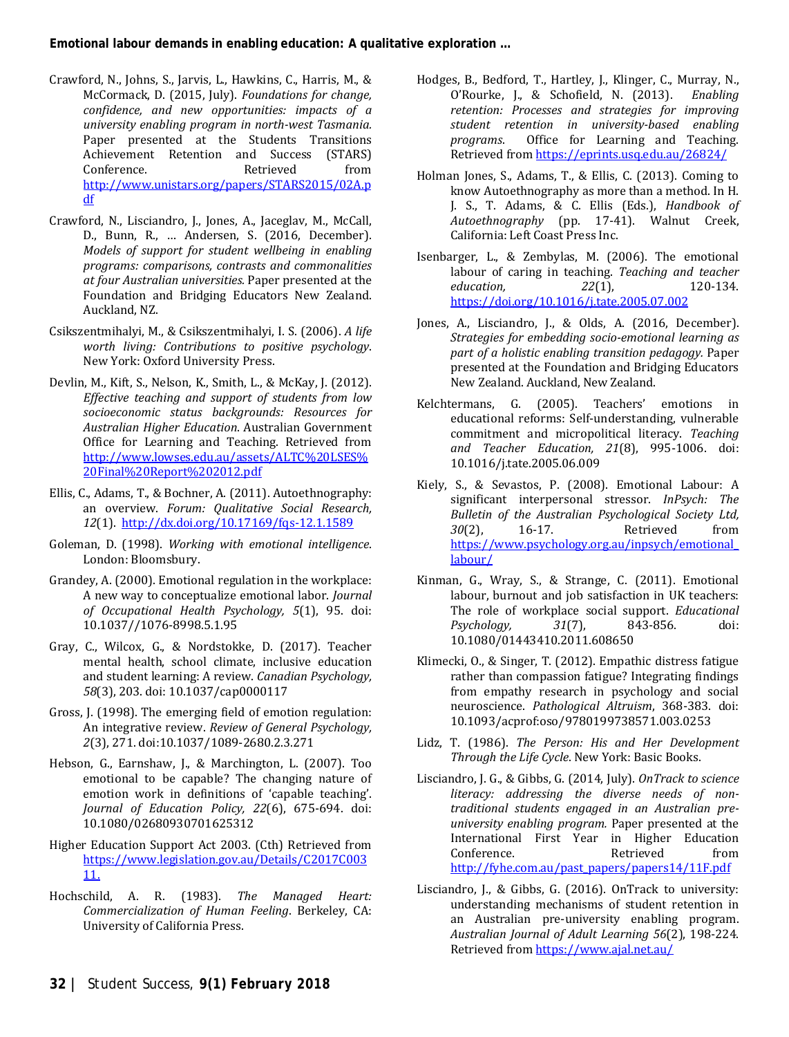Crawford, N., Johns, S., Jarvis, L., Hawkins, C., Harris, M., & McCormack, D. (2015, July). *Foundations for change, confidence, and new opportunities: impacts of a university enabling program in north-west Tasmania.* Paper presented at the Students Transitions Achievement Retention and Success (STARS) Conference. Retrieved from http://www.unistars.org/papers/STARS2015/02A.pdf

Crawford, N., Lisciandro, J., Jones, A., Jaceglav, M., McCall, D., Bunn, R., … Andersen, S. (2016, December). *Models of support for student wellbeing in enabling programs: comparisons, contrasts and commonalities at four Australian universities.* Paper presented at the Foundation and Bridging Educators New Zealand. Auckland, NZ.

Csikszentmihalyi, M., & Csikszentmihalyi, I. S. (2006). *A life worth living: Contributions to positive psychology*. New York: Oxford University Press.

Devlin, M., Kift, S., Nelson, K., Smith, L., & McKay, J. (2012). *Effective teaching and support of students from low socioeconomic status backgrounds: Resources for Australian Higher Education*. Australian Government Office for Learning and Teaching. Retrieved from http://www.lowses.edu.au/assets/ALTC%20LSES%20Final%20Report%202012.pdf

Ellis, C., Adams, T., & Bochner, A. (2011). Autoethnography: an overview. *Forum: Qualitative Social Research, 12*(1). http://dx.doi.org/10.17169/fqs-12.1.1589

Goleman, D. (1998). *Working with emotional intelligence*. London: Bloomsbury.

Grandey, A. (2000). Emotional regulation in the workplace: A new way to conceptualize emotional labor. *Journal of Occupational Health Psychology, 5*(1), 95. doi: 10.1037//1076-8998.5.1.95

Gray, C., Wilcox, G., & Nordstokke, D. (2017). Teacher mental health, school climate, inclusive education and student learning: A review. *Canadian Psychology, 58*(3), 203. doi: 10.1037/cap0000117

Gross, J. (1998). The emerging field of emotion regulation: An integrative review. *Review of General Psychology, 2*(3), 271. doi:10.1037/1089-2680.2.3.271

Hebson, G., Earnshaw, J., & Marchington, L. (2007). Too emotional to be capable? The changing nature of emotion work in definitions of 'capable teaching'. *Journal of Education Policy, 22*(6), 675-694. doi: 10.1080/02680930701625312

Higher Education Support Act 2003. (Cth) Retrieved from https://www.legislation.gov.au/Details/C2017C00311.

Hochschild, A. R. (1983). *The Managed Heart: Commercialization of Human Feeling*. Berkeley, CA: University of California Press.

Hodges, B., Bedford, T., Hartley, J., Klinger, C., Murray, N., O'Rourke, J., & Schofield, N. (2013). *Enabling retention: Processes and strategies for improving student retention in university-based enabling programs*. Office for Learning and Teaching. Retrieved from https://eprints.usq.edu.au/26824/

Holman Jones, S., Adams, T., & Ellis, C. (2013). Coming to know Autoethnography as more than a method. In H. J. S., T. Adams, & C. Ellis (Eds.), *Handbook of Autoethnography* (pp. 17-41). Walnut Creek, California: Left Coast Press Inc.

Isenbarger, L., & Zembylas, M. (2006). The emotional labour of caring in teaching. *Teaching and teacher education, 22*(1), 120-134. https://doi.org/10.1016/j.tate.2005.07.002

Jones, A., Lisciandro, J., & Olds, A. (2016, December). *Strategies for embedding socio-emotional learning as part of a holistic enabling transition pedagogy.* Paper presented at the Foundation and Bridging Educators New Zealand. Auckland, New Zealand.

Kelchtermans, G. (2005). Teachers' emotions in educational reforms: Self-understanding, vulnerable commitment and micropolitical literacy. *Teaching and Teacher Education, 21*(8), 995-1006. doi: 10.1016/j.tate.2005.06.009

Kiely, S., & Sevastos, P. (2008). Emotional Labour: A significant interpersonal stressor. *InPsych: The Bulletin of the Australian Psychological Society Ltd, 30*(2), 16-17. Retrieved from https://www.psychology.org.au/inpsych/emotional_labour/

Kinman, G., Wray, S., & Strange, C. (2011). Emotional labour, burnout and job satisfaction in UK teachers: The role of workplace social support. *Educational Psychology, 31*(7), 843-856. doi: 10.1080/01443410.2011.608650

Klimecki, O., & Singer, T. (2012). Empathic distress fatigue rather than compassion fatigue? Integrating findings from empathy research in psychology and social neuroscience. *Pathological Altruism*, 368-383. doi: 10.1093/acprof:oso/9780199738571.003.0253

Lidz, T. (1986). *The Person: His and Her Development Through the Life Cycle*. New York: Basic Books.

Lisciandro, J. G., & Gibbs, G. (2014, July). *OnTrack to science literacy: addressing the diverse needs of non-traditional students engaged in an Australian pre-university enabling program.* Paper presented at the International First Year in Higher Education Conference. Retrieved from http://fyhe.com.au/past_papers/papers14/11F.pdf

Lisciandro, J., & Gibbs, G. (2016). OnTrack to university: understanding mechanisms of student retention in an Australian pre-university enabling program. *Australian Journal of Adult Learning 56*(2), 198-224. Retrieved from https://www.ajal.net.au/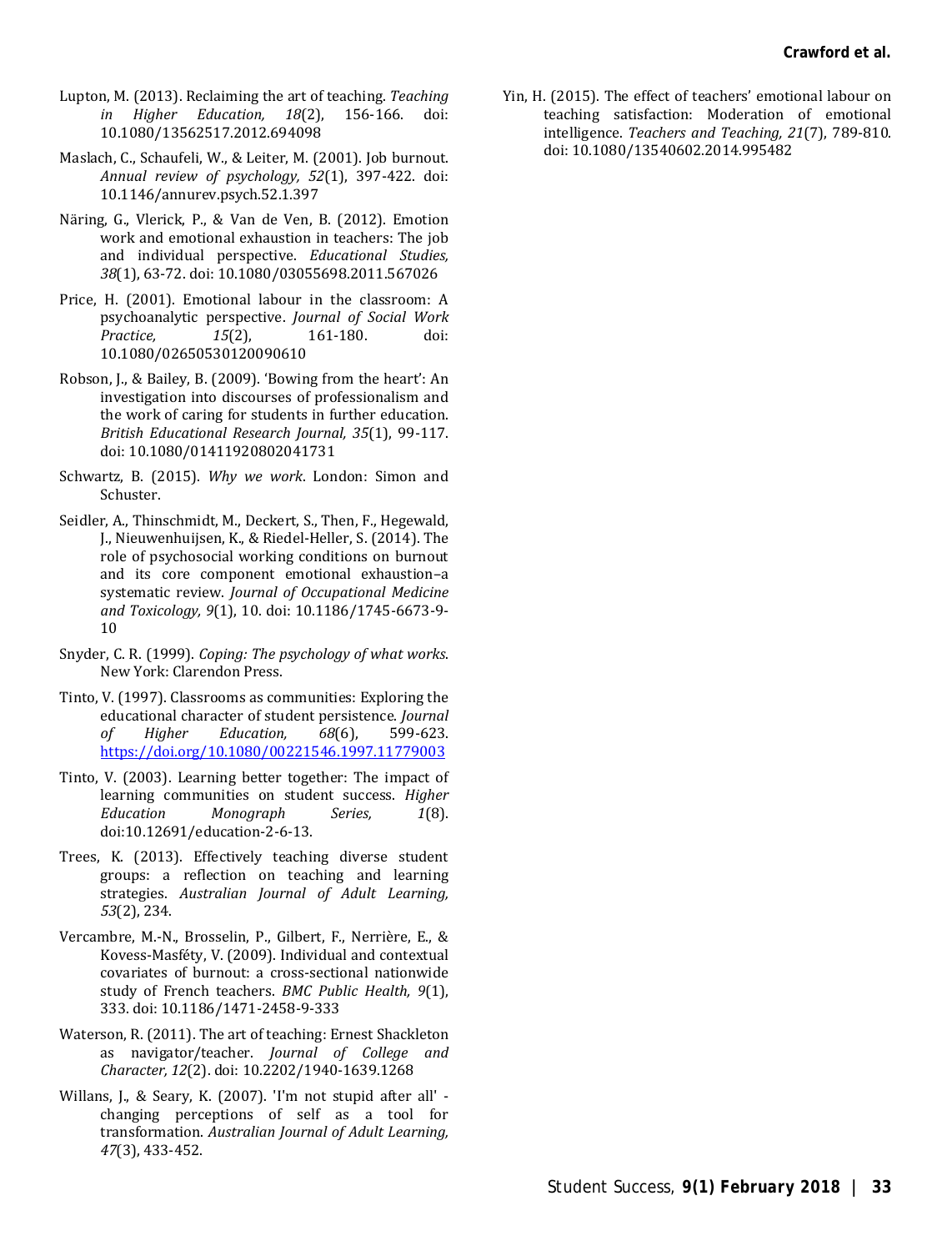Lupton, M. (2013). Reclaiming the art of teaching. *Teaching in Higher Education, 18*(2), 156-166. doi: 10.1080/13562517.2012.694098

Maslach, C., Schaufeli, W., & Leiter, M. (2001). Job burnout. *Annual review of psychology, 52*(1), 397-422. doi: 10.1146/annurev.psych.52.1.397

Näring, G., Vlerick, P., & Van de Ven, B. (2012). Emotion work and emotional exhaustion in teachers: The job and individual perspective. *Educational Studies, 38*(1), 63-72. doi: 10.1080/03055698.2011.567026

Price, H. (2001). Emotional labour in the classroom: A psychoanalytic perspective. *Journal of Social Work Practice, 15*(2), 161-180. doi: 10.1080/02650530120090610

Robson, J., & Bailey, B. (2009). 'Bowing from the heart': An investigation into discourses of professionalism and the work of caring for students in further education. *British Educational Research Journal, 35*(1), 99-117. doi: 10.1080/01411920802041731

Schwartz, B. (2015). *Why we work*. London: Simon and Schuster.

Seidler, A., Thinschmidt, M., Deckert, S., Then, F., Hegewald, J., Nieuwenhuijsen, K., & Riedel-Heller, S. (2014). The role of psychosocial working conditions on burnout and its core component emotional exhaustion–a systematic review. *Journal of Occupational Medicine and Toxicology, 9*(1), 10. doi: 10.1186/1745-6673-9-10

Snyder, C. R. (1999). *Coping: The psychology of what works*. New York: Clarendon Press.

Tinto, V. (1997). Classrooms as communities: Exploring the educational character of student persistence. *Journal of Higher Education, 68*(6), 599-623. https://doi.org/10.1080/00221546.1997.11779003

Tinto, V. (2003). Learning better together: The impact of learning communities on student success. *Higher Education Monograph Series, 1*(8). doi:10.12691/education-2-6-13.

Trees, K. (2013). Effectively teaching diverse student groups: a reflection on teaching and learning strategies. *Australian Journal of Adult Learning, 53*(2), 234.

Vercambre, M.-N., Brosselin, P., Gilbert, F., Nerrière, E., & Kovess-Masféty, V. (2009). Individual and contextual covariates of burnout: a cross-sectional nationwide study of French teachers. *BMC Public Health, 9*(1), 333. doi: 10.1186/1471-2458-9-333

Waterson, R. (2011). The art of teaching: Ernest Shackleton as navigator/teacher. *Journal of College and Character, 12*(2). doi: 10.2202/1940-1639.1268

Willans, J., & Seary, K. (2007). 'I'm not stupid after all' - changing perceptions of self as a tool for transformation. *Australian Journal of Adult Learning, 47*(3), 433-452.

Yin, H. (2015). The effect of teachers' emotional labour on teaching satisfaction: Moderation of emotional intelligence. *Teachers and Teaching, 21*(7), 789-810. doi: 10.1080/13540602.2014.995482